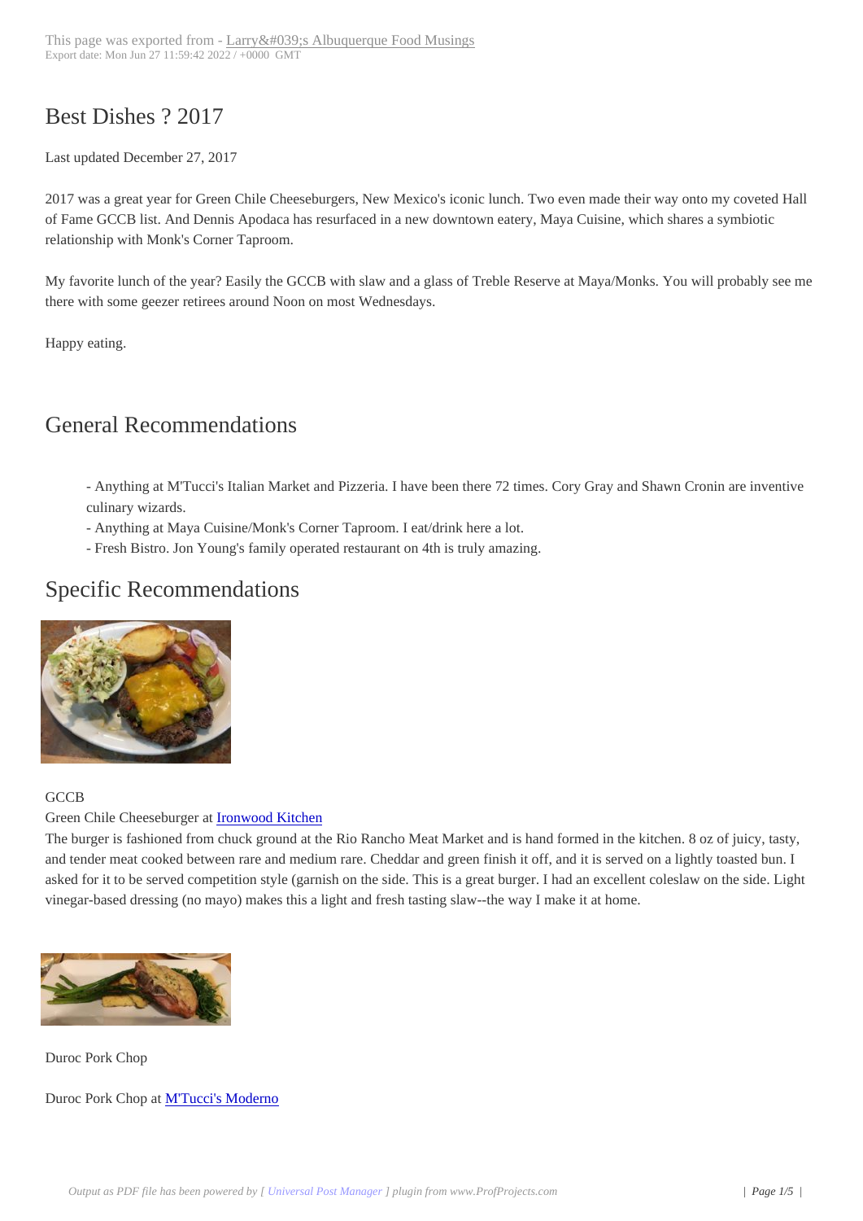# Best Dishes ? 2017

Last updated December 27, 2017

2017 was a great year for Green Chile Cheeseburgers, New Mexico's iconic lunch. Two even made their way onto my coveted Hall of Fame GCCB list. And Dennis Apodaca has resurfaced in a new downtown eatery, Maya Cuisine, which shares a symbiotic relationship with Monk's Corner Taproom.

My favorite lunch of the year? Easily the GCCB with slaw and a glass of Treble Reserve at Maya/Monks. You will probably see me there with some geezer retirees around Noon on most Wednesdays.

Happy eating.

## General Recommendations

- Anything at M'Tucci's Italian Market and Pizzeria. I have been there 72 times. Cory Gray and Shawn Cronin are inventive culinary wizards.
- Anything at Maya Cuisine/Monk's Corner Taproom. I eat/drink here a lot.
- Fresh Bistro. Jon Young's family operated restaurant on 4th is truly amazing.

## Specific Recommendations

GCCB

Green Chile Cheeseburger at Ironwood Kitchen

The burger is fashioned from chuck ground at the Rio Rancho Meat Market and is hand formed in the kitchen. 8 oz of juicy, tasty, and tender meat cooked between rare and medium rare. Cheddar and green finish it off, and it is served on a lightly toasted bun. I asked for it to be served competition style (garnish on the side. This is a great burger. I had an excellent coleslaw on the side. Light vinegar-based dressing (no mayo) makes this a light and fresh tasting slaw--the way I make it at home.

Duroc Pork Chop

Duroc Pork Chop at M'Tucci's Moderno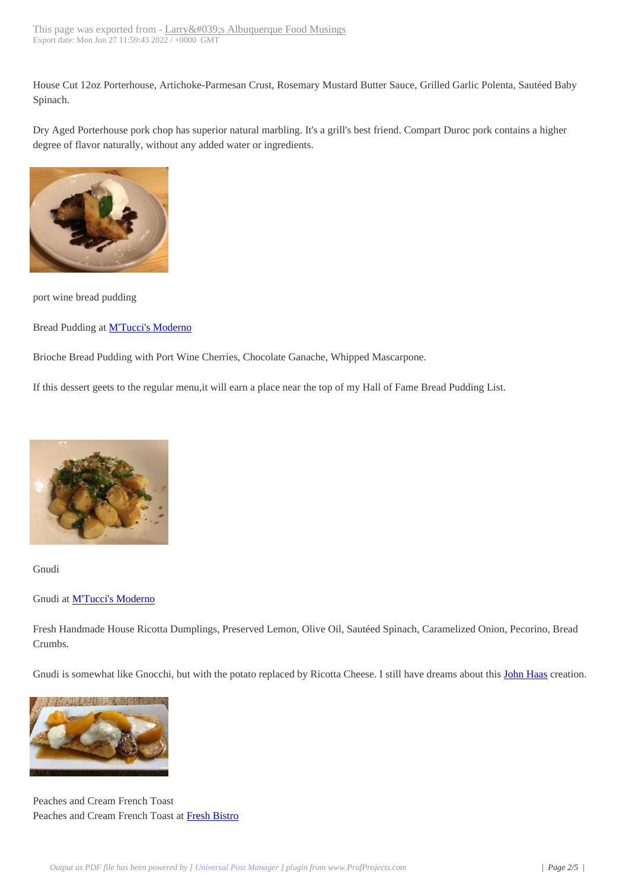House Cut 12oz Porterhouse, Artichoke-Parmesan Crust, Rosemary Mustard Butter Sauce, Grilled Garlic Polenta, Sautéed Baby Spinach.

Dry Aged Porterhouse pork chop has superior natural marbling. It's a grill's best friend. Compart Duroc pork contains a higher degree of flavor naturally, without any added water or ingredients.

port wine bread pudding

Bread Pudding at [M'Tucci's Moderno]

Brioche Bread Pudding with Port Wine Cherries, Chocolate Ganache, Whipped Mascarpone.

If this dessert geets to the regular menu,it will earn a place near the top of my Hall of Fame Bread Pudding List.

Gnudi

Gnudi at [M'Tucci's Moderno]

Fresh Handmade House Ricotta Dumplings, Preserved Lemon, Olive Oil, Sautéed Spinach, Caramelized Onion, Pecorino, Bread Crumbs.

Gnudi is somewhat like Gnocchi, but with the potato replaced by Ricotta Cheese. I still have dreams about this [John Haas] creation.

Peaches and Cream French Toast
Peaches and Cream French Toast at [Fresh Bistro]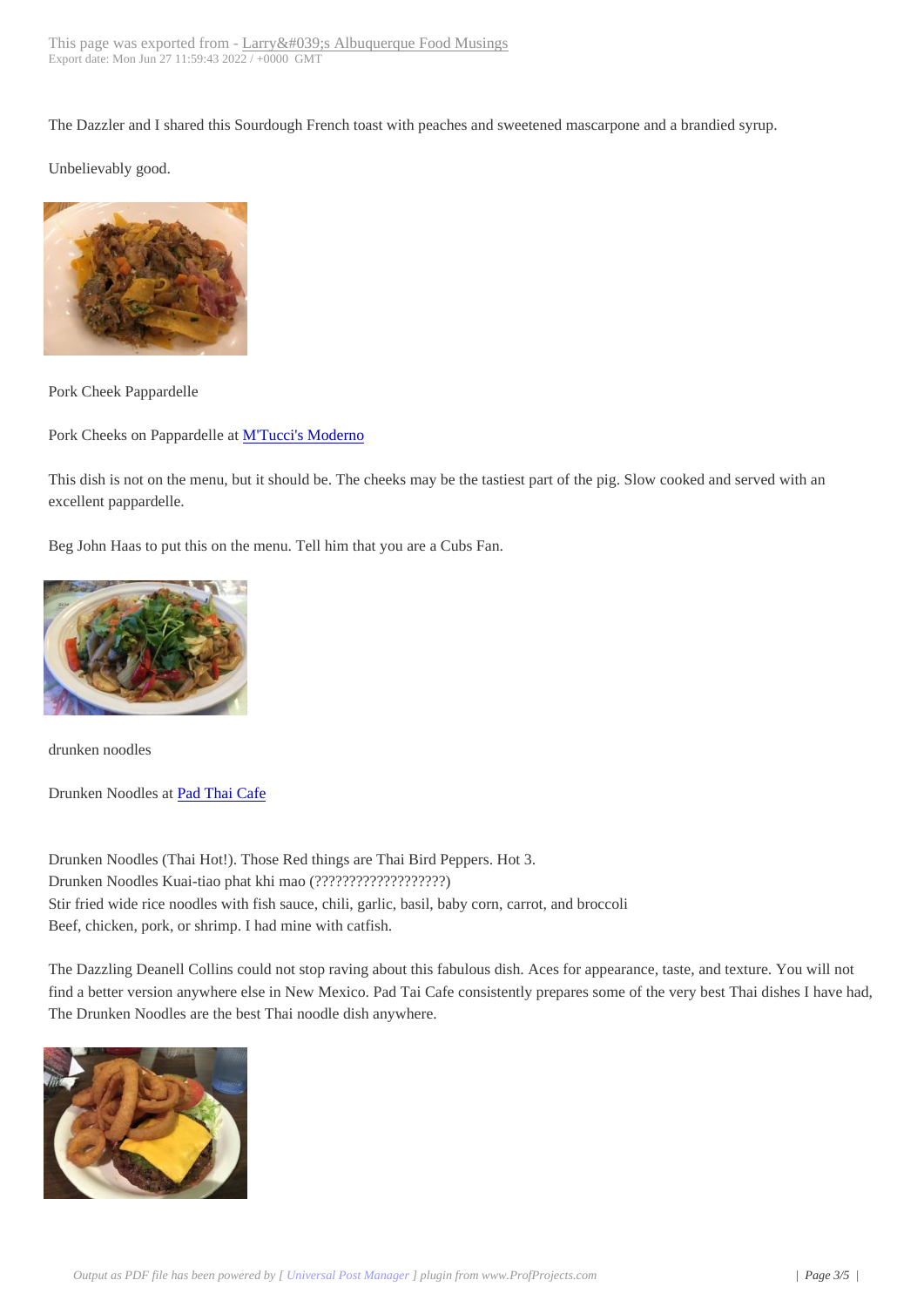The Dazzler and I shared this Sourdough French toast with peaches and sweetened mascarpone and a brandied syrup.

Unbelievably good.

Pork Cheek Pappardelle

Pork Cheeks on Pappardelle at M'Tucci's Moderno

This dish is not on the menu, but it should be. The cheeks may be the tastiest part of the pig. Slow cooked and served with an excellent pappardelle.

Beg John Haas to put this on the menu. Tell him that you are a Cubs Fan.

drunken noodles

Drunken Noodles at Pad Thai Cafe

Drunken Noodles (Thai Hot!). Those Red things are Thai Bird Peppers. Hot 3.
Drunken Noodles Kuai-tiao phat khi mao (???????????????????)
Stir fried wide rice noodles with fish sauce, chili, garlic, basil, baby corn, carrot, and broccoli
Beef, chicken, pork, or shrimp. I had mine with catfish.

The Dazzling Deanell Collins could not stop raving about this fabulous dish. Aces for appearance, taste, and texture. You will not find a better version anywhere else in New Mexico. Pad Tai Cafe consistently prepares some of the very best Thai dishes I have had, The Drunken Noodles are the best Thai noodle dish anywhere.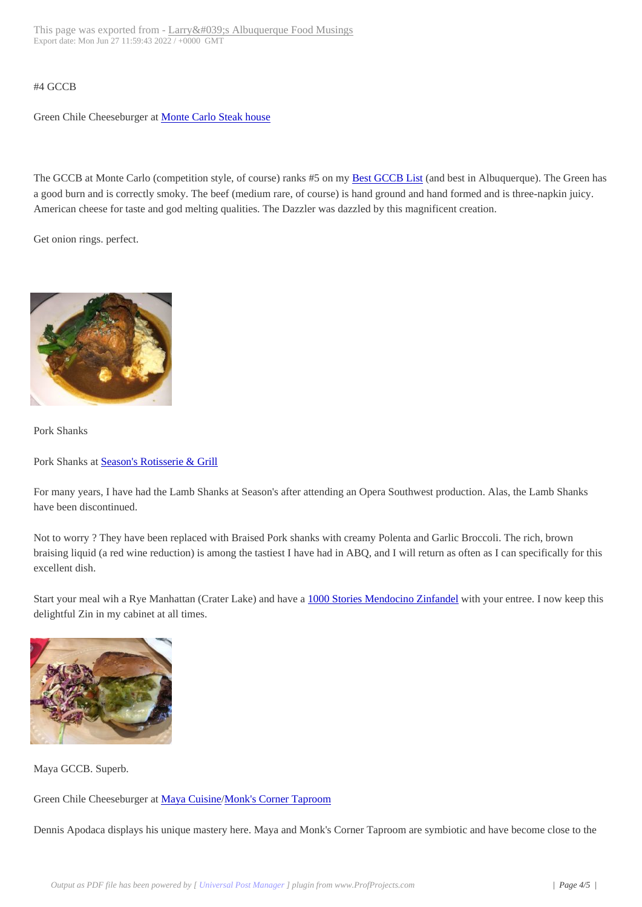#4 GCCB

Green Chile Cheeseburger at [Monte Carlo Steak house]

The GCCB at Monte Carlo (competition style, of course) ranks #5 on my [Best GCCB List] (and best in Albuquerque). The Green has a good burn and is correctly smoky. The beef (medium rare, of course) is hand ground and hand formed and is three-napkin juicy. American cheese for taste and god melting qualities. The Dazzler was dazzled by this magnificent creation.

Get onion rings. perfect.

Pork Shanks

Pork Shanks at [Season's Rotisserie & Grill]

For many years, I have had the Lamb Shanks at Season's after attending an Opera Southwest production. Alas, the Lamb Shanks have been discontinued.

Not to worry ? They have been replaced with Braised Pork shanks with creamy Polenta and Garlic Broccoli. The rich, brown braising liquid (a red wine reduction) is among the tastiest I have had in ABQ, and I will return as often as I can specifically for this excellent dish.

Start your meal wih a Rye Manhattan (Crater Lake) and have a [1000 Stories Mendocino Zinfandel] with your entree. I now keep this delightful Zin in my cabinet at all times.

Maya GCCB. Superb.

Green Chile Cheeseburger at [Maya Cuisine]/[Monk's Corner Taproom]

Dennis Apodaca displays his unique mastery here. Maya and Monk's Corner Taproom are symbiotic and have become close to the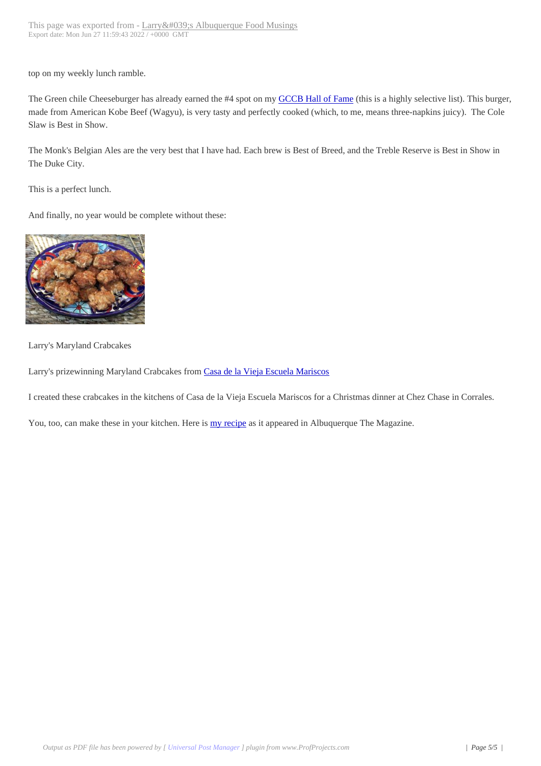top on my weekly lunch ramble.

The Green chile Cheeseburger has already earned the #4 spot on my GCCB Hall of Fame (this is a highly selective list). This burger, made from American Kobe Beef (Wagyu), is very tasty and perfectly cooked (which, to me, means three-napkins juicy). The Cole Slaw is Best in Show.

The Monk's Belgian Ales are the very best that I have had. Each brew is Best of Breed, and the Treble Reserve is Best in Show in The Duke City.

This is a perfect lunch.

And finally, no year would be complete without these:

Larry's Maryland Crabcakes

Larry's prizewinning Maryland Crabcakes from Casa de la Vieja Escuela Mariscos

I created these crabcakes in the kitchens of Casa de la Vieja Escuela Mariscos for a Christmas dinner at Chez Chase in Corrales.

You, too, can make these in your kitchen. Here is my recipe as it appeared in Albuquerque The Magazine.